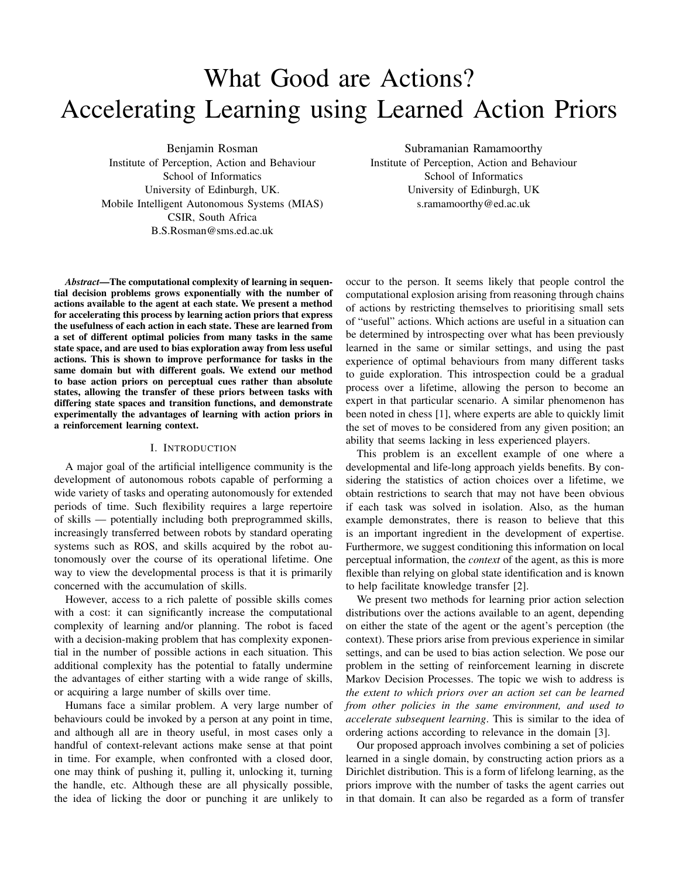# What Good are Actions? Accelerating Learning using Learned Action Priors

Benjamin Rosman
Institute of Perception, Action and Behaviour
School of Informatics
University of Edinburgh, UK.
Mobile Intelligent Autonomous Systems (MIAS)
CSIR, South Africa
B.S.Rosman@sms.ed.ac.uk

Subramanian Ramamoorthy
Institute of Perception, Action and Behaviour
School of Informatics
University of Edinburgh, UK
s.ramamoorthy@ed.ac.uk

***Abstract*—The computational complexity of learning in sequential decision problems grows exponentially with the number of actions available to the agent at each state. We present a method for accelerating this process by learning action priors that express the usefulness of each action in each state. These are learned from a set of different optimal policies from many tasks in the same state space, and are used to bias exploration away from less useful actions. This is shown to improve performance for tasks in the same domain but with different goals. We extend our method to base action priors on perceptual cues rather than absolute states, allowing the transfer of these priors between tasks with differing state spaces and transition functions, and demonstrate experimentally the advantages of learning with action priors in a reinforcement learning context.**

## I. Introduction

A major goal of the artificial intelligence community is the development of autonomous robots capable of performing a wide variety of tasks and operating autonomously for extended periods of time. Such flexibility requires a large repertoire of skills — potentially including both preprogrammed skills, increasingly transferred between robots by standard operating systems such as ROS, and skills acquired by the robot autonomously over the course of its operational lifetime. One way to view the developmental process is that it is primarily concerned with the accumulation of skills.

However, access to a rich palette of possible skills comes with a cost: it can significantly increase the computational complexity of learning and/or planning. The robot is faced with a decision-making problem that has complexity exponential in the number of possible actions in each situation. This additional complexity has the potential to fatally undermine the advantages of either starting with a wide range of skills, or acquiring a large number of skills over time.

Humans face a similar problem. A very large number of behaviours could be invoked by a person at any point in time, and although all are in theory useful, in most cases only a handful of context-relevant actions make sense at that point in time. For example, when confronted with a closed door, one may think of pushing it, pulling it, unlocking it, turning the handle, etc. Although these are all physically possible, the idea of licking the door or punching it are unlikely to occur to the person. It seems likely that people control the computational explosion arising from reasoning through chains of actions by restricting themselves to prioritising small sets of "useful" actions. Which actions are useful in a situation can be determined by introspecting over what has been previously learned in the same or similar settings, and using the past experience of optimal behaviours from many different tasks to guide exploration. This introspection could be a gradual process over a lifetime, allowing the person to become an expert in that particular scenario. A similar phenomenon has been noted in chess [1], where experts are able to quickly limit the set of moves to be considered from any given position; an ability that seems lacking in less experienced players.

This problem is an excellent example of one where a developmental and life-long approach yields benefits. By considering the statistics of action choices over a lifetime, we obtain restrictions to search that may not have been obvious if each task was solved in isolation. Also, as the human example demonstrates, there is reason to believe that this is an important ingredient in the development of expertise. Furthermore, we suggest conditioning this information on local perceptual information, the *context* of the agent, as this is more flexible than relying on global state identification and is known to help facilitate knowledge transfer [2].

We present two methods for learning prior action selection distributions over the actions available to an agent, depending on either the state of the agent or the agent's perception (the context). These priors arise from previous experience in similar settings, and can be used to bias action selection. We pose our problem in the setting of reinforcement learning in discrete Markov Decision Processes. The topic we wish to address is *the extent to which priors over an action set can be learned from other policies in the same environment, and used to accelerate subsequent learning*. This is similar to the idea of ordering actions according to relevance in the domain [3].

Our proposed approach involves combining a set of policies learned in a single domain, by constructing action priors as a Dirichlet distribution. This is a form of lifelong learning, as the priors improve with the number of tasks the agent carries out in that domain. It can also be regarded as a form of transfer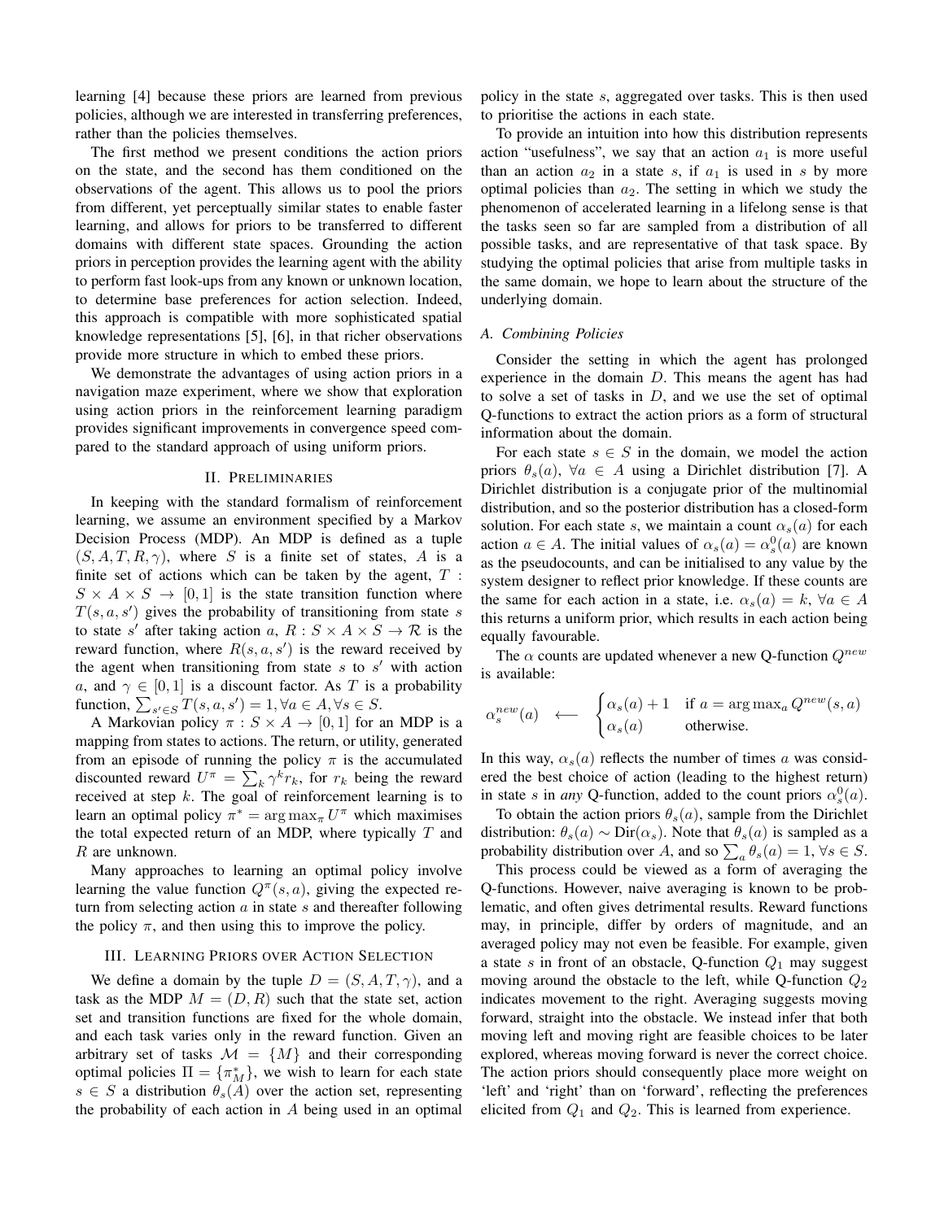learning [4] because these priors are learned from previous policies, although we are interested in transferring preferences, rather than the policies themselves.

The first method we present conditions the action priors on the state, and the second has them conditioned on the observations of the agent. This allows us to pool the priors from different, yet perceptually similar states to enable faster learning, and allows for priors to be transferred to different domains with different state spaces. Grounding the action priors in perception provides the learning agent with the ability to perform fast look-ups from any known or unknown location, to determine base preferences for action selection. Indeed, this approach is compatible with more sophisticated spatial knowledge representations [5], [6], in that richer observations provide more structure in which to embed these priors.

We demonstrate the advantages of using action priors in a navigation maze experiment, where we show that exploration using action priors in the reinforcement learning paradigm provides significant improvements in convergence speed compared to the standard approach of using uniform priors.

## II. Preliminaries

In keeping with the standard formalism of reinforcement learning, we assume an environment specified by a Markov Decision Process (MDP). An MDP is defined as a tuple $(S, A, T, R, \gamma)$, where $S$ is a finite set of states, $A$ is a finite set of actions which can be taken by the agent, $T : S \times A \times S \rightarrow [0, 1]$ is the state transition function where $T(s, a, s')$ gives the probability of transitioning from state $s$ to state $s'$ after taking action $a$, $R : S \times A \times S \rightarrow \mathcal{R}$ is the reward function, where $R(s, a, s')$ is the reward received by the agent when transitioning from state $s$ to $s'$ with action $a$, and $\gamma \in [0, 1]$ is a discount factor. As $T$ is a probability function, $\sum_{s' \in S} T(s, a, s') = 1, \forall a \in A, \forall s \in S$.

A Markovian policy $\pi : S \times A \rightarrow [0, 1]$ for an MDP is a mapping from states to actions. The return, or utility, generated from an episode of running the policy $\pi$ is the accumulated discounted reward $U^\pi = \sum_k \gamma^k r_k$, for $r_k$ being the reward received at step $k$. The goal of reinforcement learning is to learn an optimal policy $\pi^* = \arg\max_\pi U^\pi$ which maximises the total expected return of an MDP, where typically $T$ and $R$ are unknown.

Many approaches to learning an optimal policy involve learning the value function $Q^\pi(s, a)$, giving the expected return from selecting action $a$ in state $s$ and thereafter following the policy $\pi$, and then using this to improve the policy.

## III. Learning Priors over Action Selection

We define a domain by the tuple $D = (S, A, T, \gamma)$, and a task as the MDP $M = (D, R)$ such that the state set, action set and transition functions are fixed for the whole domain, and each task varies only in the reward function. Given an arbitrary set of tasks $\mathcal{M} = \{M\}$ and their corresponding optimal policies $\Pi = \{\pi^*_M\}$, we wish to learn for each state $s \in S$ a distribution $\theta_s(A)$ over the action set, representing the probability of each action in $A$ being used in an optimal policy in the state $s$, aggregated over tasks. This is then used to prioritise the actions in each state.

To provide an intuition into how this distribution represents action "usefulness", we say that an action $a_1$ is more useful than an action $a_2$ in a state $s$, if $a_1$ is used in $s$ by more optimal policies than $a_2$. The setting in which we study the phenomenon of accelerated learning in a lifelong sense is that the tasks seen so far are sampled from a distribution of all possible tasks, and are representative of that task space. By studying the optimal policies that arise from multiple tasks in the same domain, we hope to learn about the structure of the underlying domain.

### A. Combining Policies

Consider the setting in which the agent has prolonged experience in the domain $D$. This means the agent has had to solve a set of tasks in $D$, and we use the set of optimal Q-functions to extract the action priors as a form of structural information about the domain.

For each state $s \in S$ in the domain, we model the action priors $\theta_s(a)$, $\forall a \in A$ using a Dirichlet distribution [7]. A Dirichlet distribution is a conjugate prior of the multinomial distribution, and so the posterior distribution has a closed-form solution. For each state $s$, we maintain a count $\alpha_s(a)$ for each action $a \in A$. The initial values of $\alpha_s(a) = \alpha^0_s(a)$ are known as the pseudocounts, and can be initialised to any value by the system designer to reflect prior knowledge. If these counts are the same for each action in a state, i.e. $\alpha_s(a) = k$, $\forall a \in A$ this returns a uniform prior, which results in each action being equally favourable.

The $\alpha$ counts are updated whenever a new Q-function $Q^{new}$ is available:

$$\alpha^{new}_s(a) \quad \longleftarrow \quad \begin{cases} \alpha_s(a) + 1 & \text{if } a = \arg\max_a Q^{new}(s, a) \\ \alpha_s(a) & \text{otherwise.} \end{cases}$$

In this way, $\alpha_s(a)$ reflects the number of times $a$ was considered the best choice of action (leading to the highest return) in state $s$ in *any* Q-function, added to the count priors $\alpha^0_s(a)$.

To obtain the action priors $\theta_s(a)$, sample from the Dirichlet distribution: $\theta_s(a) \sim \text{Dir}(\alpha_s)$. Note that $\theta_s(a)$ is sampled as a probability distribution over $A$, and so $\sum_a \theta_s(a) = 1, \forall s \in S$.

This process could be viewed as a form of averaging the Q-functions. However, naive averaging is known to be problematic, and often gives detrimental results. Reward functions may, in principle, differ by orders of magnitude, and an averaged policy may not even be feasible. For example, given a state $s$ in front of an obstacle, Q-function $Q_1$ may suggest moving around the obstacle to the left, while Q-function $Q_2$ indicates movement to the right. Averaging suggests moving forward, straight into the obstacle. We instead infer that both moving left and moving right are feasible choices to be later explored, whereas moving forward is never the correct choice. The action priors should consequently place more weight on 'left' and 'right' than on 'forward', reflecting the preferences elicited from $Q_1$ and $Q_2$. This is learned from experience.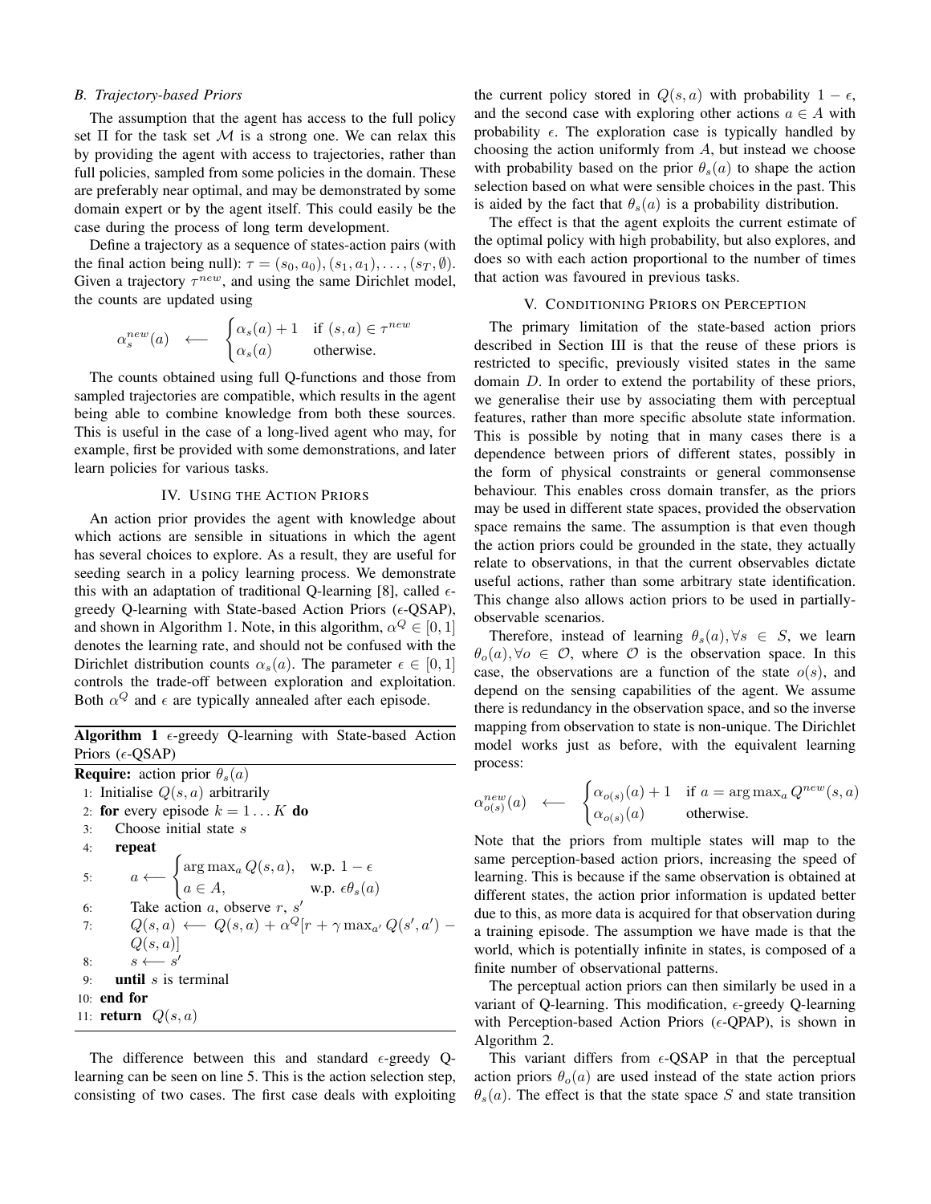### B. Trajectory-based Priors

The assumption that the agent has access to the full policy set $\Pi$ for the task set $\mathcal{M}$ is a strong one. We can relax this by providing the agent with access to trajectories, rather than full policies, sampled from some policies in the domain. These are preferably near optimal, and may be demonstrated by some domain expert or by the agent itself. This could easily be the case during the process of long term development.

Define a trajectory as a sequence of states-action pairs (with the final action being null): $\tau = (s_0, a_0), (s_1, a_1), \ldots, (s_T, \emptyset)$. Given a trajectory $\tau^{new}$, and using the same Dirichlet model, the counts are updated using

$$\alpha_s^{new}(a) \quad \longleftarrow \quad \begin{cases} \alpha_s(a) + 1 & \text{if } (s,a) \in \tau^{new} \\ \alpha_s(a) & \text{otherwise.} \end{cases}$$

The counts obtained using full Q-functions and those from sampled trajectories are compatible, which results in the agent being able to combine knowledge from both these sources. This is useful in the case of a long-lived agent who may, for example, first be provided with some demonstrations, and later learn policies for various tasks.

## IV. Using the Action Priors

An action prior provides the agent with knowledge about which actions are sensible in situations in which the agent has several choices to explore. As a result, they are useful for seeding search in a policy learning process. We demonstrate this with an adaptation of traditional Q-learning [8], called $\epsilon$-greedy Q-learning with State-based Action Priors ($\epsilon$-QSAP), and shown in Algorithm 1. Note, in this algorithm, $\alpha^Q \in [0,1]$ denotes the learning rate, and should not be confused with the Dirichlet distribution counts $\alpha_s(a)$. The parameter $\epsilon \in [0,1]$ controls the trade-off between exploration and exploitation. Both $\alpha^Q$ and $\epsilon$ are typically annealed after each episode.

**Algorithm 1** $\epsilon$-greedy Q-learning with State-based Action Priors ($\epsilon$-QSAP)

**Require:** action prior $\theta_s(a)$
1: Initialise $Q(s,a)$ arbitrarily
2: **for** every episode $k = 1 \ldots K$ **do**
3: Choose initial state $s$
4: **repeat**
5: $a \longleftarrow \begin{cases} \arg\max_a Q(s,a), & \text{w.p. } 1-\epsilon \\ a \in A, & \text{w.p. } \epsilon\theta_s(a) \end{cases}$
6: Take action $a$, observe $r$, $s'$
7: $Q(s,a) \longleftarrow Q(s,a) + \alpha^Q[r + \gamma \max_{a'} Q(s',a') - Q(s,a)]$
8: $s \longleftarrow s'$
9: **until** $s$ is terminal
10: **end for**
11: **return** $Q(s,a)$

The difference between this and standard $\epsilon$-greedy Q-learning can be seen on line 5. This is the action selection step, consisting of two cases. The first case deals with exploiting the current policy stored in $Q(s,a)$ with probability $1-\epsilon$, and the second case with exploring other actions $a \in A$ with probability $\epsilon$. The exploration case is typically handled by choosing the action uniformly from $A$, but instead we choose with probability based on the prior $\theta_s(a)$ to shape the action selection based on what were sensible choices in the past. This is aided by the fact that $\theta_s(a)$ is a probability distribution.

The effect is that the agent exploits the current estimate of the optimal policy with high probability, but also explores, and does so with each action proportional to the number of times that action was favoured in previous tasks.

## V. Conditioning Priors on Perception

The primary limitation of the state-based action priors described in Section III is that the reuse of these priors is restricted to specific, previously visited states in the same domain $D$. In order to extend the portability of these priors, we generalise their use by associating them with perceptual features, rather than more specific absolute state information. This is possible by noting that in many cases there is a dependence between priors of different states, possibly in the form of physical constraints or general commonsense behaviour. This enables cross domain transfer, as the priors may be used in different state spaces, provided the observation space remains the same. The assumption is that even though the action priors could be grounded in the state, they actually relate to observations, in that the current observables dictate useful actions, rather than some arbitrary state identification. This change also allows action priors to be used in partially-observable scenarios.

Therefore, instead of learning $\theta_s(a), \forall s \in S$, we learn $\theta_o(a), \forall o \in \mathcal{O}$, where $\mathcal{O}$ is the observation space. In this case, the observations are a function of the state $o(s)$, and depend on the sensing capabilities of the agent. We assume there is redundancy in the observation space, and so the inverse mapping from observation to state is non-unique. The Dirichlet model works just as before, with the equivalent learning process:

$$\alpha_{o(s)}^{new}(a) \quad \longleftarrow \quad \begin{cases} \alpha_{o(s)}(a) + 1 & \text{if } a = \arg\max_a Q^{new}(s,a) \\ \alpha_{o(s)}(a) & \text{otherwise.} \end{cases}$$

Note that the priors from multiple states will map to the same perception-based action priors, increasing the speed of learning. This is because if the same observation is obtained at different states, the action prior information is updated better due to this, as more data is acquired for that observation during a training episode. The assumption we have made is that the world, which is potentially infinite in states, is composed of a finite number of observational patterns.

The perceptual action priors can then similarly be used in a variant of Q-learning. This modification, $\epsilon$-greedy Q-learning with Perception-based Action Priors ($\epsilon$-QPAP), is shown in Algorithm 2.

This variant differs from $\epsilon$-QSAP in that the perceptual action priors $\theta_o(a)$ are used instead of the state action priors $\theta_s(a)$. The effect is that the state space $S$ and state transition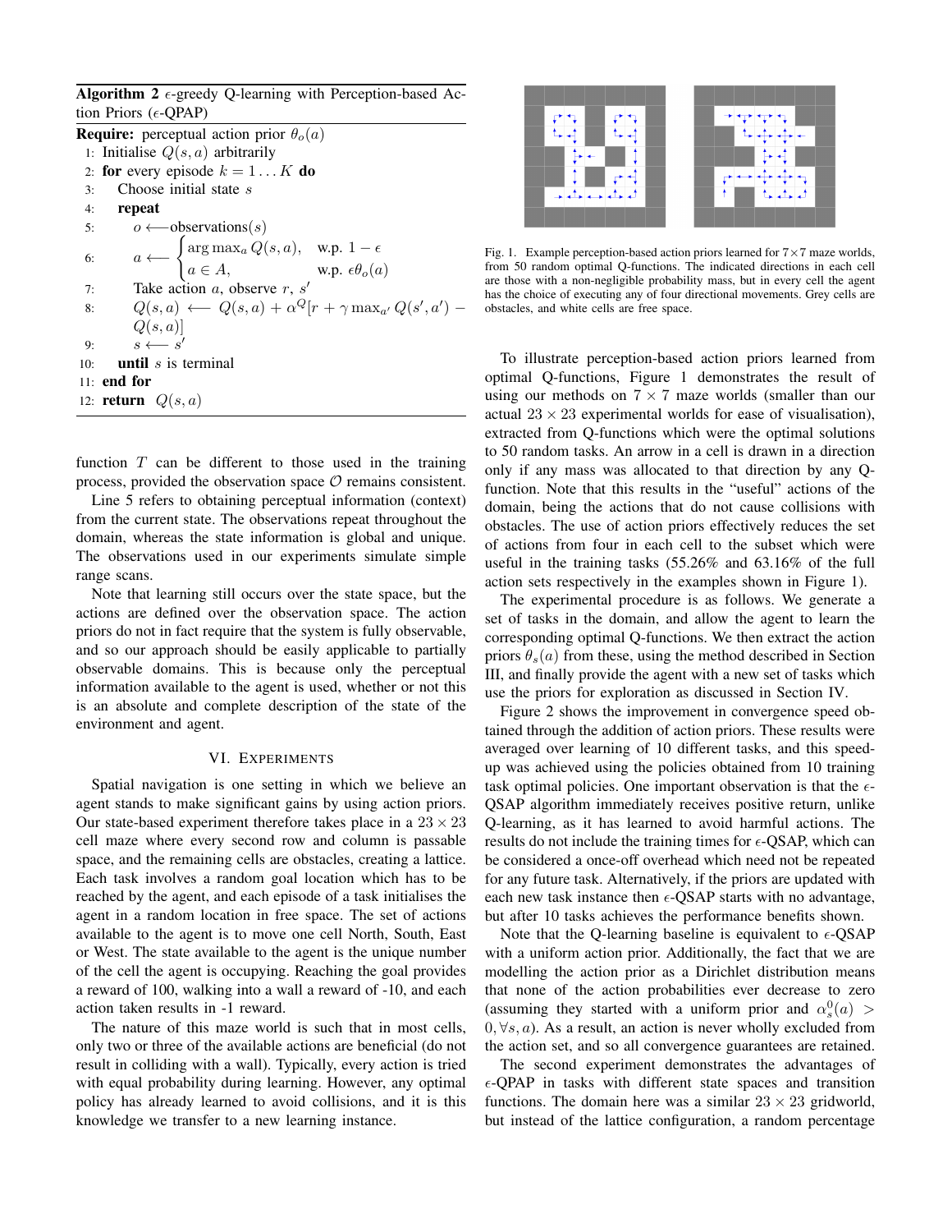**Algorithm 2** $\epsilon$-greedy Q-learning with Perception-based Action Priors ($\epsilon$-QPAP)

**Require:** perceptual action prior $\theta_o(a)$

1: Initialise $Q(s,a)$ arbitrarily
2: **for** every episode $k = 1 \dots K$ **do**
3: Choose initial state $s$
4: **repeat**
5: $o \longleftarrow$ observations($s$)
6: $a \longleftarrow \begin{cases} \arg\max_a Q(s,a), & \text{w.p. } 1-\epsilon \\ a \in A, & \text{w.p. } \epsilon\theta_o(a) \end{cases}$
7: Take action $a$, observe $r$, $s'$
8: $Q(s,a) \longleftarrow Q(s,a) + \alpha^Q[r + \gamma \max_{a'} Q(s',a') - Q(s,a)]$
9: $s \longleftarrow s'$
10: **until** $s$ is terminal
11: **end for**
12: **return** $Q(s,a)$

function $T$ can be different to those used in the training process, provided the observation space $\mathcal{O}$ remains consistent.

Line 5 refers to obtaining perceptual information (context) from the current state. The observations repeat throughout the domain, whereas the state information is global and unique. The observations used in our experiments simulate simple range scans.

Note that learning still occurs over the state space, but the actions are defined over the observation space. The action priors do not in fact require that the system is fully observable, and so our approach should be easily applicable to partially observable domains. This is because only the perceptual information available to the agent is used, whether or not this is an absolute and complete description of the state of the environment and agent.

## VI. Experiments

Spatial navigation is one setting in which we believe an agent stands to make significant gains by using action priors. Our state-based experiment therefore takes place in a $23 \times 23$ cell maze where every second row and column is passable space, and the remaining cells are obstacles, creating a lattice. Each task involves a random goal location which has to be reached by the agent, and each episode of a task initialises the agent in a random location in free space. The set of actions available to the agent is to move one cell North, South, East or West. The state available to the agent is the unique number of the cell the agent is occupying. Reaching the goal provides a reward of 100, walking into a wall a reward of -10, and each action taken results in -1 reward.

The nature of this maze world is such that in most cells, only two or three of the available actions are beneficial (do not result in colliding with a wall). Typically, every action is tried with equal probability during learning. However, any optimal policy has already learned to avoid collisions, and it is this knowledge we transfer to a new learning instance.

Fig. 1. Example perception-based action priors learned for $7\times7$ maze worlds, from 50 random optimal Q-functions. The indicated directions in each cell are those with a non-negligible probability mass, but in every cell the agent has the choice of executing any of four directional movements. Grey cells are obstacles, and white cells are free space.

To illustrate perception-based action priors learned from optimal Q-functions, Figure 1 demonstrates the result of using our methods on $7 \times 7$ maze worlds (smaller than our actual $23 \times 23$ experimental worlds for ease of visualisation), extracted from Q-functions which were the optimal solutions to 50 random tasks. An arrow in a cell is drawn in a direction only if any mass was allocated to that direction by any Q-function. Note that this results in the "useful" actions of the domain, being the actions that do not cause collisions with obstacles. The use of action priors effectively reduces the set of actions from four in each cell to the subset which were useful in the training tasks (55.26% and 63.16% of the full action sets respectively in the examples shown in Figure 1).

The experimental procedure is as follows. We generate a set of tasks in the domain, and allow the agent to learn the corresponding optimal Q-functions. We then extract the action priors $\theta_s(a)$ from these, using the method described in Section III, and finally provide the agent with a new set of tasks which use the priors for exploration as discussed in Section IV.

Figure 2 shows the improvement in convergence speed obtained through the addition of action priors. These results were averaged over learning of 10 different tasks, and this speed-up was achieved using the policies obtained from 10 training task optimal policies. One important observation is that the $\epsilon$-QSAP algorithm immediately receives positive return, unlike Q-learning, as it has learned to avoid harmful actions. The results do not include the training times for $\epsilon$-QSAP, which can be considered a once-off overhead which need not be repeated for any future task. Alternatively, if the priors are updated with each new task instance then $\epsilon$-QSAP starts with no advantage, but after 10 tasks achieves the performance benefits shown.

Note that the Q-learning baseline is equivalent to $\epsilon$-QSAP with a uniform action prior. Additionally, the fact that we are modelling the action prior as a Dirichlet distribution means that none of the action probabilities ever decrease to zero (assuming they started with a uniform prior and $\alpha_s^0(a) > 0, \forall s, a$). As a result, an action is never wholly excluded from the action set, and so all convergence guarantees are retained.

The second experiment demonstrates the advantages of $\epsilon$-QPAP in tasks with different state spaces and transition functions. The domain here was a similar $23 \times 23$ gridworld, but instead of the lattice configuration, a random percentage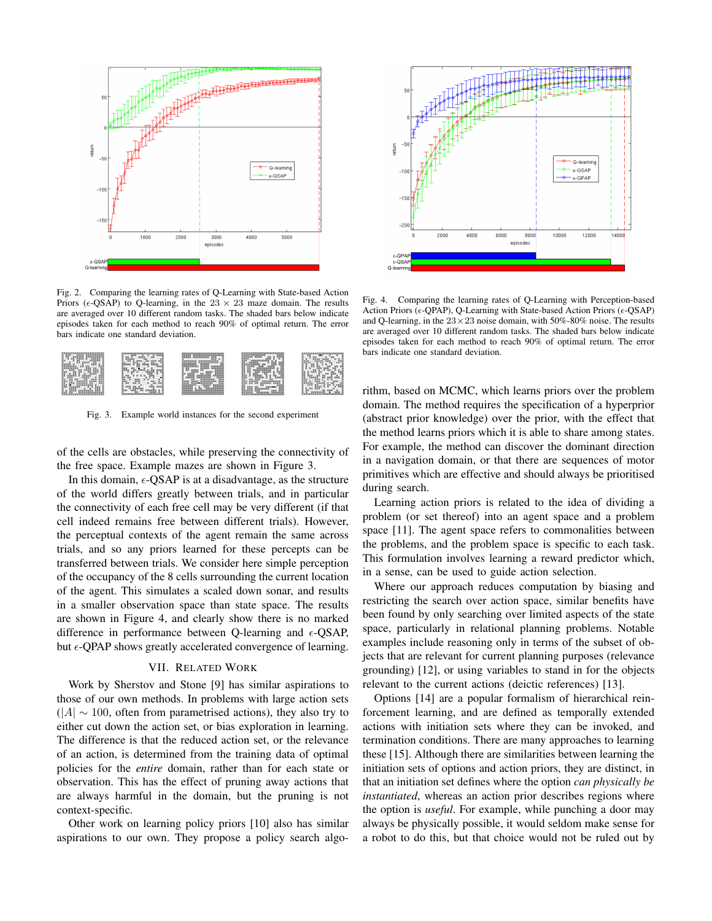Fig. 2. Comparing the learning rates of Q-Learning with State-based Action Priors ($\epsilon$-QSAP) to Q-learning, in the $23 \times 23$ maze domain. The results are averaged over 10 different random tasks. The shaded bars below indicate episodes taken for each method to reach 90% of optimal return. The error bars indicate one standard deviation.

Fig. 3. Example world instances for the second experiment

of the cells are obstacles, while preserving the connectivity of the free space. Example mazes are shown in Figure 3.

In this domain, $\epsilon$-QSAP is at a disadvantage, as the structure of the world differs greatly between trials, and in particular the connectivity of each free cell may be very different (if that cell indeed remains free between different trials). However, the perceptual contexts of the agent remain the same across trials, and so any priors learned for these percepts can be transferred between trials. We consider here simple perception of the occupancy of the 8 cells surrounding the current location of the agent. This simulates a scaled down sonar, and results in a smaller observation space than state space. The results are shown in Figure 4, and clearly show there is no marked difference in performance between Q-learning and $\epsilon$-QSAP, but $\epsilon$-QPAP shows greatly accelerated convergence of learning.

## VII. Related Work

Work by Sherstov and Stone [9] has similar aspirations to those of our own methods. In problems with large action sets ($|A| \sim 100$, often from parametrised actions), they also try to either cut down the action set, or bias exploration in learning. The difference is that the reduced action set, or the relevance of an action, is determined from the training data of optimal policies for the *entire* domain, rather than for each state or observation. This has the effect of pruning away actions that are always harmful in the domain, but the pruning is not context-specific.

Other work on learning policy priors [10] also has similar aspirations to our own. They propose a policy search algorithm, based on MCMC, which learns priors over the problem domain. The method requires the specification of a hyperprior (abstract prior knowledge) over the prior, with the effect that the method learns priors which it is able to share among states. For example, the method can discover the dominant direction in a navigation domain, or that there are sequences of motor primitives which are effective and should always be prioritised during search.

Fig. 4. Comparing the learning rates of Q-Learning with Perception-based Action Priors ($\epsilon$-QPAP), Q-Learning with State-based Action Priors ($\epsilon$-QSAP) and Q-learning, in the $23 \times 23$ noise domain, with 50%-80% noise. The results are averaged over 10 different random tasks. The shaded bars below indicate episodes taken for each method to reach 90% of optimal return. The error bars indicate one standard deviation.

Learning action priors is related to the idea of dividing a problem (or set thereof) into an agent space and a problem space [11]. The agent space refers to commonalities between the problems, and the problem space is specific to each task. This formulation involves learning a reward predictor which, in a sense, can be used to guide action selection.

Where our approach reduces computation by biasing and restricting the search over action space, similar benefits have been found by only searching over limited aspects of the state space, particularly in relational planning problems. Notable examples include reasoning only in terms of the subset of objects that are relevant for current planning purposes (relevance grounding) [12], or using variables to stand in for the objects relevant to the current actions (deictic references) [13].

Options [14] are a popular formalism of hierarchical reinforcement learning, and are defined as temporally extended actions with initiation sets where they can be invoked, and termination conditions. There are many approaches to learning these [15]. Although there are similarities between learning the initiation sets of options and action priors, they are distinct, in that an initiation set defines where the option *can physically be instantiated*, whereas an action prior describes regions where the option is *useful*. For example, while punching a door may always be physically possible, it would seldom make sense for a robot to do this, but that choice would not be ruled out by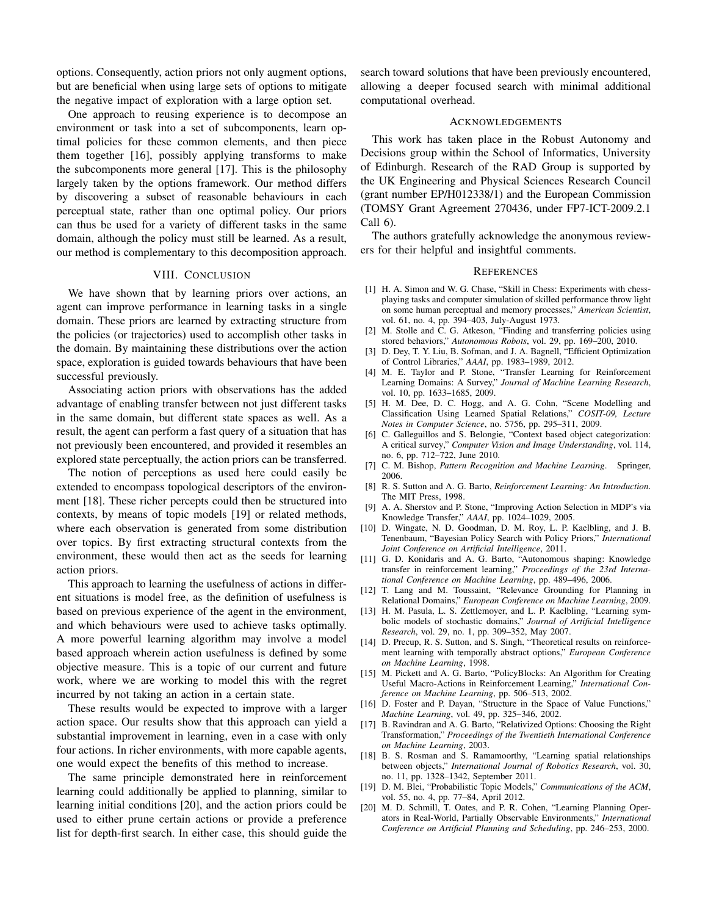options. Consequently, action priors not only augment options, but are beneficial when using large sets of options to mitigate the negative impact of exploration with a large option set.

One approach to reusing experience is to decompose an environment or task into a set of subcomponents, learn optimal policies for these common elements, and then piece them together [16], possibly applying transforms to make the subcomponents more general [17]. This is the philosophy largely taken by the options framework. Our method differs by discovering a subset of reasonable behaviours in each perceptual state, rather than one optimal policy. Our priors can thus be used for a variety of different tasks in the same domain, although the policy must still be learned. As a result, our method is complementary to this decomposition approach.

## VIII. Conclusion

We have shown that by learning priors over actions, an agent can improve performance in learning tasks in a single domain. These priors are learned by extracting structure from the policies (or trajectories) used to accomplish other tasks in the domain. By maintaining these distributions over the action space, exploration is guided towards behaviours that have been successful previously.

Associating action priors with observations has the added advantage of enabling transfer between not just different tasks in the same domain, but different state spaces as well. As a result, the agent can perform a fast query of a situation that has not previously been encountered, and provided it resembles an explored state perceptually, the action priors can be transferred.

The notion of perceptions as used here could easily be extended to encompass topological descriptors of the environment [18]. These richer percepts could then be structured into contexts, by means of topic models [19] or related methods, where each observation is generated from some distribution over topics. By first extracting structural contexts from the environment, these would then act as the seeds for learning action priors.

This approach to learning the usefulness of actions in different situations is model free, as the definition of usefulness is based on previous experience of the agent in the environment, and which behaviours were used to achieve tasks optimally. A more powerful learning algorithm may involve a model based approach wherein action usefulness is defined by some objective measure. This is a topic of our current and future work, where we are working to model this with the regret incurred by not taking an action in a certain state.

These results would be expected to improve with a larger action space. Our results show that this approach can yield a substantial improvement in learning, even in a case with only four actions. In richer environments, with more capable agents, one would expect the benefits of this method to increase.

The same principle demonstrated here in reinforcement learning could additionally be applied to planning, similar to learning initial conditions [20], and the action priors could be used to either prune certain actions or provide a preference list for depth-first search. In either case, this should guide the search toward solutions that have been previously encountered, allowing a deeper focused search with minimal additional computational overhead.

## Acknowledgements

This work has taken place in the Robust Autonomy and Decisions group within the School of Informatics, University of Edinburgh. Research of the RAD Group is supported by the UK Engineering and Physical Sciences Research Council (grant number EP/H012338/1) and the European Commission (TOMSY Grant Agreement 270436, under FP7-ICT-2009.2.1 Call 6).

The authors gratefully acknowledge the anonymous reviewers for their helpful and insightful comments.

## References

[1] H. A. Simon and W. G. Chase, "Skill in Chess: Experiments with chess-playing tasks and computer simulation of skilled performance throw light on some human perceptual and memory processes," *American Scientist*, vol. 61, no. 4, pp. 394–403, July-August 1973.

[2] M. Stolle and C. G. Atkeson, "Finding and transferring policies using stored behaviors," *Autonomous Robots*, vol. 29, pp. 169–200, 2010.

[3] D. Dey, T. Y. Liu, B. Sofman, and J. A. Bagnell, "Efficient Optimization of Control Libraries," *AAAI*, pp. 1983–1989, 2012.

[4] M. E. Taylor and P. Stone, "Transfer Learning for Reinforcement Learning Domains: A Survey," *Journal of Machine Learning Research*, vol. 10, pp. 1633–1685, 2009.

[5] H. M. Dee, D. C. Hogg, and A. G. Cohn, "Scene Modelling and Classification Using Learned Spatial Relations," *COSIT-09, Lecture Notes in Computer Science*, no. 5756, pp. 295–311, 2009.

[6] C. Galleguillos and S. Belongie, "Context based object categorization: A critical survey," *Computer Vision and Image Understanding*, vol. 114, no. 6, pp. 712–722, June 2010.

[7] C. M. Bishop, *Pattern Recognition and Machine Learning*. Springer, 2006.

[8] R. S. Sutton and A. G. Barto, *Reinforcement Learning: An Introduction*. The MIT Press, 1998.

[9] A. A. Sherstov and P. Stone, "Improving Action Selection in MDP's via Knowledge Transfer," *AAAI*, pp. 1024–1029, 2005.

[10] D. Wingate, N. D. Goodman, D. M. Roy, L. P. Kaelbling, and J. B. Tenenbaum, "Bayesian Policy Search with Policy Priors," *International Joint Conference on Artificial Intelligence*, 2011.

[11] G. D. Konidaris and A. G. Barto, "Autonomous shaping: Knowledge transfer in reinforcement learning," *Proceedings of the 23rd International Conference on Machine Learning*, pp. 489–496, 2006.

[12] T. Lang and M. Toussaint, "Relevance Grounding for Planning in Relational Domains," *European Conference on Machine Learning*, 2009.

[13] H. M. Pasula, L. S. Zettlemoyer, and L. P. Kaelbling, "Learning symbolic models of stochastic domains," *Journal of Artificial Intelligence Research*, vol. 29, no. 1, pp. 309–352, May 2007.

[14] D. Precup, R. S. Sutton, and S. Singh, "Theoretical results on reinforcement learning with temporally abstract options," *European Conference on Machine Learning*, 1998.

[15] M. Pickett and A. G. Barto, "PolicyBlocks: An Algorithm for Creating Useful Macro-Actions in Reinforcement Learning," *International Conference on Machine Learning*, pp. 506–513, 2002.

[16] D. Foster and P. Dayan, "Structure in the Space of Value Functions," *Machine Learning*, vol. 49, pp. 325–346, 2002.

[17] B. Ravindran and A. G. Barto, "Relativized Options: Choosing the Right Transformation," *Proceedings of the Twentieth International Conference on Machine Learning*, 2003.

[18] B. S. Rosman and S. Ramamoorthy, "Learning spatial relationships between objects," *International Journal of Robotics Research*, vol. 30, no. 11, pp. 1328–1342, September 2011.

[19] D. M. Blei, "Probabilistic Topic Models," *Communications of the ACM*, vol. 55, no. 4, pp. 77–84, April 2012.

[20] M. D. Schmill, T. Oates, and P. R. Cohen, "Learning Planning Operators in Real-World, Partially Observable Environments," *International Conference on Artificial Planning and Scheduling*, pp. 246–253, 2000.